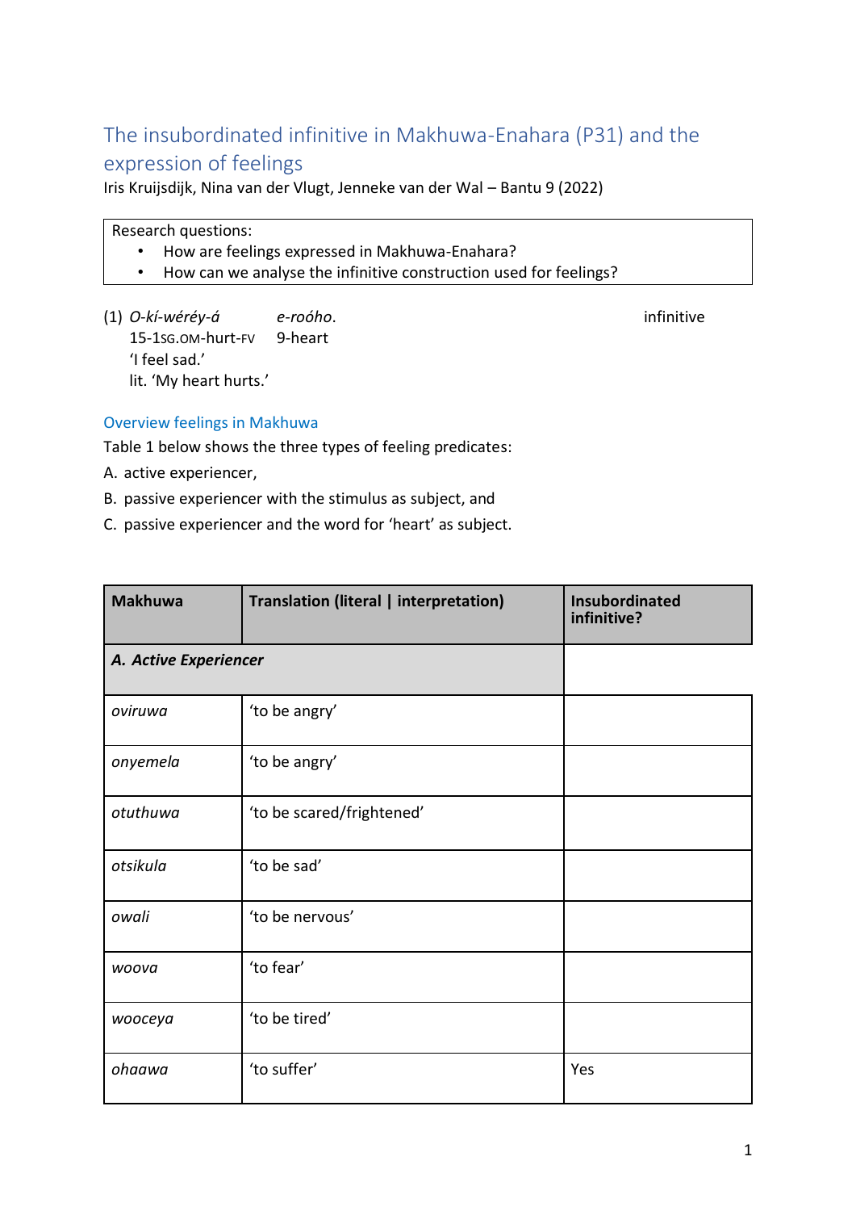# The insubordinated infinitive in Makhuwa-Enahara (P31) and the expression of feelings

Iris Kruijsdijk, Nina van der Vlugt, Jenneke van der Wal – Bantu 9 (2022)

> Research questions:
> - How are feelings expressed in Makhuwa-Enahara?
> - How can we analyse the infinitive construction used for feelings?

(1) *O-kí-wéréý-á* *e-roóho*. infinitive
15-1SG.OM-hurt-FV 9-heart
'I feel sad.'
lit. 'My heart hurts.'

## Overview feelings in Makhuwa

Table 1 below shows the three types of feeling predicates:

A. active experiencer,

B. passive experiencer with the stimulus as subject, and

C. passive experiencer and the word for 'heart' as subject.

| Makhuwa | Translation (literal \| interpretation) | Insubordinated infinitive? |
|---|---|---|
| ***A. Active Experiencer*** | | |
| *oviruwa* | 'to be angry' | |
| *onyemela* | 'to be angry' | |
| *otuthuwa* | 'to be scared/frightened' | |
| *otsikula* | 'to be sad' | |
| *owali* | 'to be nervous' | |
| *woova* | 'to fear' | |
| *wooceya* | 'to be tired' | |
| *ohaawa* | 'to suffer' | Yes |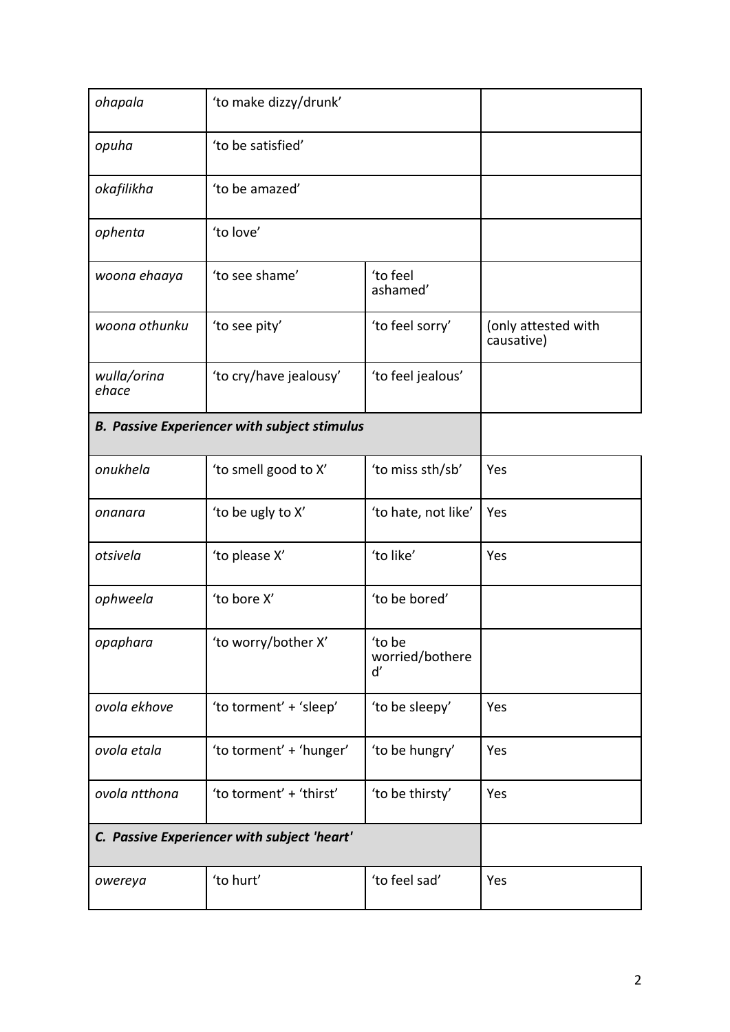| | | | |
|---|---|---|---|
| *ohapala* | 'to make dizzy/drunk' | | |
| *opuha* | 'to be satisfied' | | |
| *okafilikha* | 'to be amazed' | | |
| *ophenta* | 'to love' | | |
| *woona ehaaya* | 'to see shame' | 'to feel ashamed' | |
| *woona othunku* | 'to see pity' | 'to feel sorry' | (only attested with causative) |
| *wulla/orina ehace* | 'to cry/have jealousy' | 'to feel jealous' | |
| ***B. Passive Experiencer with subject stimulus*** | | | |
| *onukhela* | 'to smell good to X' | 'to miss sth/sb' | Yes |
| *onanara* | 'to be ugly to X' | 'to hate, not like' | Yes |
| *otsivela* | 'to please X' | 'to like' | Yes |
| *ophweela* | 'to bore X' | 'to be bored' | |
| *opaphara* | 'to worry/bother X' | 'to be worried/bothered' | |
| *ovola ekhove* | 'to torment' + 'sleep' | 'to be sleepy' | Yes |
| *ovola etala* | 'to torment' + 'hunger' | 'to be hungry' | Yes |
| *ovola ntthona* | 'to torment' + 'thirst' | 'to be thirsty' | Yes |
| ***C. Passive Experiencer with subject 'heart'*** | | | |
| *owereya* | 'to hurt' | 'to feel sad' | Yes |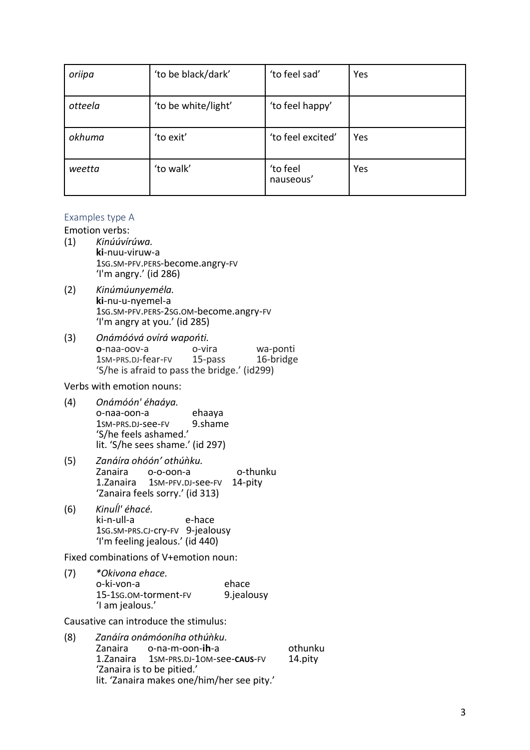| *oriipa* | 'to be black/dark' | 'to feel sad' | Yes |
|---|---|---|---|
| *otteela* | 'to be white/light' | 'to feel happy' | |
| *okhuma* | 'to exit' | 'to feel excited' | Yes |
| *weetta* | 'to walk' | 'to feel nauseous' | Yes |

### Examples type A

Emotion verbs:

(1) *Kinúúvírúwa.*
**ki**-nuu-viruw-a
1SG.SM-PFV.PERS-become.angry-FV
'I'm angry.' (id 286)

(2) *Kinúmúunyeméla.*
**ki**-nu-u-nyemel-a
1SG.SM-PFV.PERS-2SG.OM-become.angry-FV
'I'm angry at you.' (id 285)

(3) *Onámóóvá ovírá wapońti.*
**o**-naa-oov-a o-vira wa-ponti
1SM-PRS.DJ-fear-FV 15-pass 16-bridge
'S/he is afraid to pass the bridge.' (id299)

Verbs with emotion nouns:

(4) *Onámóón' éhaáya.*
o-naa-oon-a ehaaya
1SM-PRS.DJ-see-FV 9.shame
'S/he feels ashamed.'
lit. 'S/he sees shame.' (id 297)

(5) *Zanáíra ohóón' othúǹku.*
Zanaira o-o-oon-a o-thunku
1.Zanaira 1SM-PFV.DJ-see-FV 14-pity
'Zanaira feels sorry.' (id 313)

(6) *Kinuĺĺ' éhacé.*
ki-n-ull-a e-hace
1SG.SM-PRS.CJ-cry-FV 9-jealousy
'I'm feeling jealous.' (id 440)

Fixed combinations of V+emotion noun:

(7) *\*Okivona ehace.*
o-ki-von-a ehace
15-1SG.OM-torment-FV 9.jealousy
'I am jealous.'

Causative can introduce the stimulus:

(8) *Zanáíra onámóoníha othúǹku.*
Zanaira o-na-m-oon-**ih**-a othunku
1.Zanaira 1SM-PRS.DJ-1OM-see-**CAUS**-FV 14.pity
'Zanaira is to be pitied.'
lit. 'Zanaira makes one/him/her see pity.'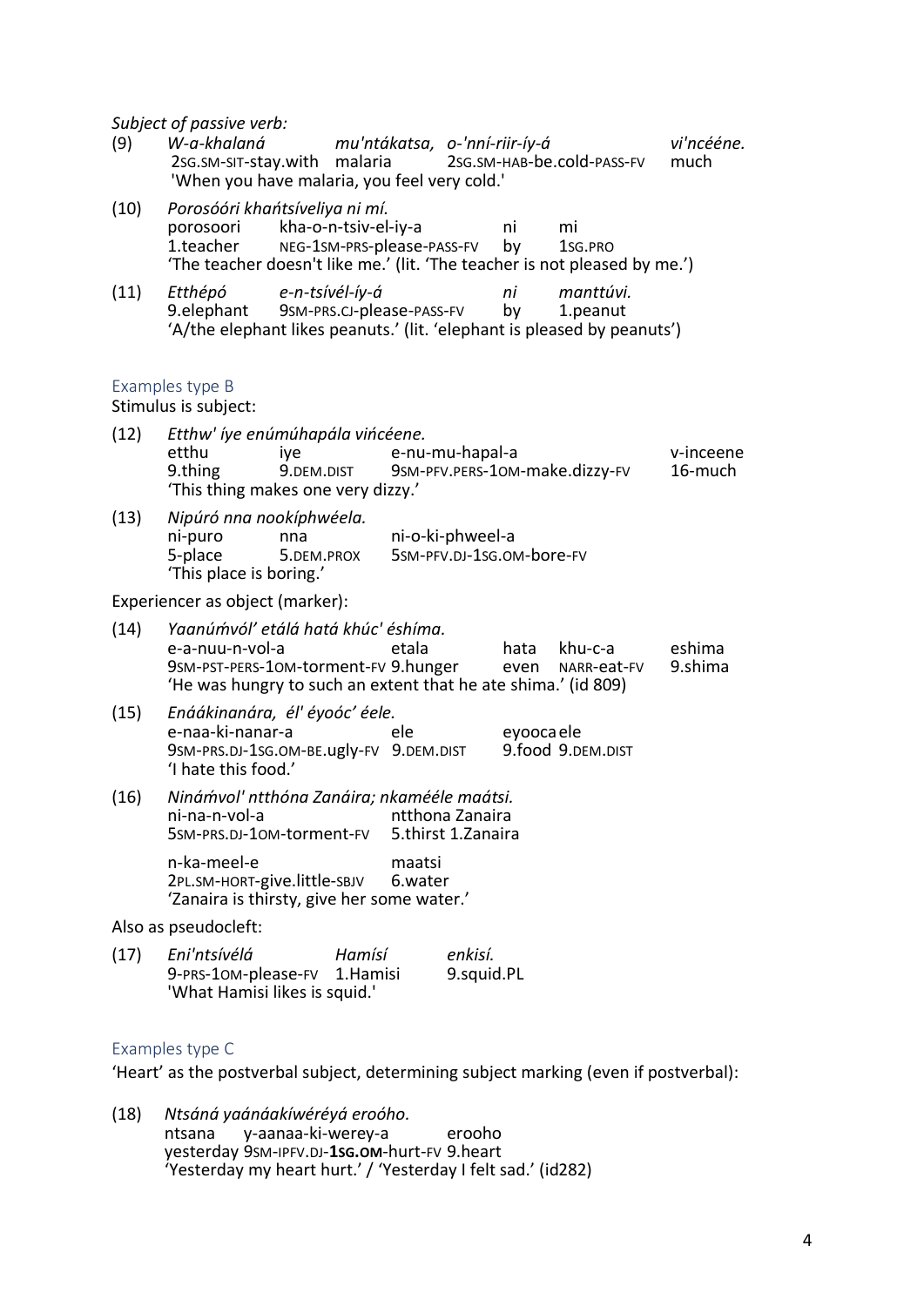*Subject of passive verb:*

(9) *W-a-khalaná mu'ntákatsa, o-'nní-riir-íy-á vi'ncééne.*
2SG.SM-SIT-stay.with malaria 2SG.SM-HAB-be.cold-PASS-FV much
'When you have malaria, you feel very cold.'

(10) *Porosóóri khańtsíveliya ni mí.*
porosoori kha-o-n-tsiv-el-iy-a ni mi
1.teacher NEG-1SM-PRS-please-PASS-FV by 1SG.PRO
'The teacher doesn't like me.' (lit. 'The teacher is not pleased by me.')

(11) *Etthépó e-n-tsívél-íy-á ni manttúvi.*
9.elephant 9SM-PRS.CJ-please-PASS-FV by 1.peanut
'A/the elephant likes peanuts.' (lit. 'elephant is pleased by peanuts')

### Examples type B

Stimulus is subject:

(12) *Etthw' íye enúmúhapála vińcéene.*
etthu iye e-nu-mu-hapal-a v-inceene
9.thing 9.DEM.DIST 9SM-PFV.PERS-1OM-make.dizzy-FV 16-much
'This thing makes one very dizzy.'

(13) *Nipúró nna nookíphwéela.*
ni-puro nna ni-o-ki-phweel-a
5-place 5.DEM.PROX 5SM-PFV.DJ-1SG.OM-bore-FV
'This place is boring.'

Experiencer as object (marker):

(14) *Yaanúḿvól' etálá hatá khúc' éshíma.*
e-a-nuu-n-vol-a etala hata khu-c-a eshima
9SM-PST-PERS-1OM-torment-FV 9.hunger even NARR-eat-FV 9.shima
'He was hungry to such an extent that he ate shima.' (id 809)

(15) *Enáákinanára, él' éyoóc' éele.*
e-naa-ki-nanar-a ele eyooca ele
9SM-PRS.DJ-1SG.OM-BE.ugly-FV 9.DEM.DIST 9.food 9.DEM.DIST
'I hate this food.'

(16) *Ninámvol' ntthóna Zanáira; nkamééle maátsi.*
ni-na-n-vol-a ntthona Zanaira
5SM-PRS.DJ-1OM-torment-FV 5.thirst 1.Zanaira

n-ka-meel-e maatsi
2PL.SM-HORT-give.little-SBJV 6.water
'Zanaira is thirsty, give her some water.'

Also as pseudocleft:

(17) *Eni'ntsívélá Hamísí enkisí.*
9-PRS-1OM-please-FV 1.Hamisi 9.squid.PL
'What Hamisi likes is squid.'

### Examples type C

'Heart' as the postverbal subject, determining subject marking (even if postverbal):

(18) *Ntsáná yaánáakíwéréyá eroóho.*
ntsana y-aanaa-ki-werey-a erooho
yesterday 9SM-IPFV.DJ-**1SG.OM**-hurt-FV 9.heart
'Yesterday my heart hurt.' / 'Yesterday I felt sad.' (id282)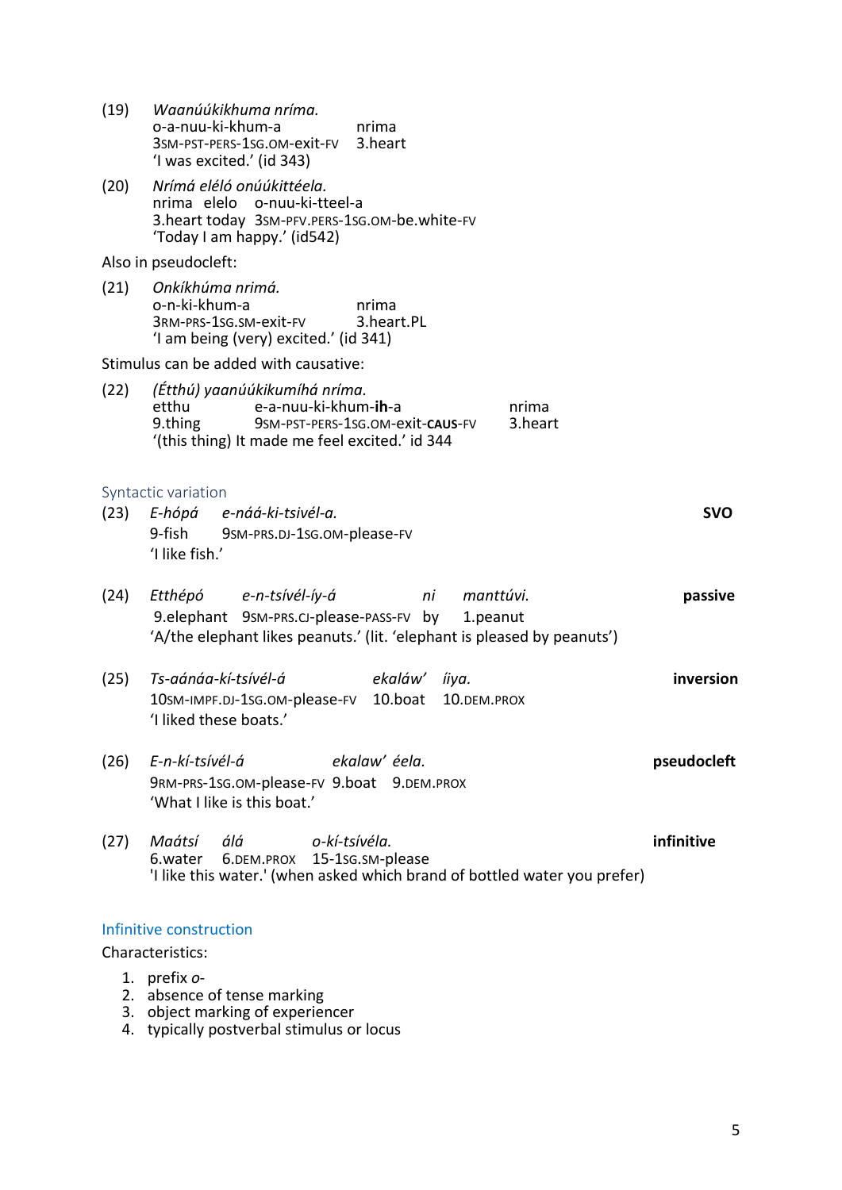(19) *Waanúúkikhuma nríma.*
o-a-nuu-ki-khum-a nrima
3SM-PST-PERS-1SG.OM-exit-FV 3.heart
'I was excited.' (id 343)

(20) *Nrímá eléló onúúkittéela.*
nrima elelo o-nuu-ki-tteel-a
3.heart today 3SM-PFV.PERS-1SG.OM-be.white-FV
'Today I am happy.' (id542)

Also in pseudocleft:

(21) *Onkíkhúma nrimá.*
o-n-ki-khum-a nrima
3RM-PRS-1SG.SM-exit-FV 3.heart.PL
'I am being (very) excited.' (id 341)

Stimulus can be added with causative:

(22) *(Étthú) yaanúúkikumíhá nríma.*
etthu e-a-nuu-ki-khum-**ih**-a nrima
9.thing 9SM-PST-PERS-1SG.OM-exit-**CAUS**-FV 3.heart
'(this thing) It made me feel excited.' id 344

### Syntactic variation

(23) *E-hópá e-náá-ki-tsivél-a.* **SVO**
9-fish 9SM-PRS.DJ-1SG.OM-please-FV
'I like fish.'

(24) *Etthépó e-n-tsívél-íy-á ni manttúvi.* **passive**
9.elephant 9SM-PRS.CJ-please-PASS-FV by 1.peanut
'A/the elephant likes peanuts.' (lit. 'elephant is pleased by peanuts')

(25) *Ts-aánáa-kí-tsívél-á ekaláw' íiya.* **inversion**
10SM-IMPF.DJ-1SG.OM-please-FV 10.boat 10.DEM.PROX
'I liked these boats.'

(26) *E-n-kí-tsívél-á ekalaw' éela.* **pseudocleft**
9RM-PRS-1SG.OM-please-FV 9.boat 9.DEM.PROX
'What I like is this boat.'

(27) *Maátsí álá o-kí-tsívéla.* **infinitive**
6.water 6.DEM.PROX 15-1SG.SM-please
'I like this water.' (when asked which brand of bottled water you prefer)

### Infinitive construction

Characteristics:

1. prefix *o-*
2. absence of tense marking
3. object marking of experiencer
4. typically postverbal stimulus or locus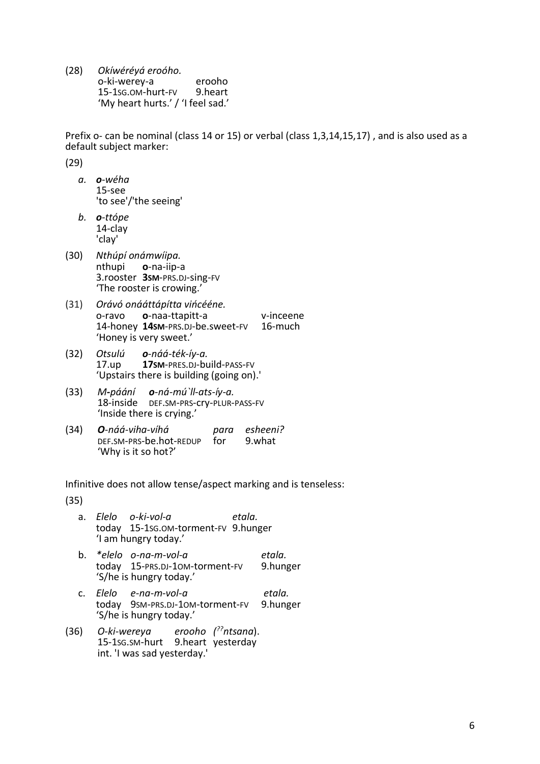(28) *Okíwéréyá eroóho.*
o-ki-werey-a erooho
15-1SG.OM-hurt-FV 9.heart
'My heart hurts.' / 'I feel sad.'

Prefix o- can be nominal (class 14 or 15) or verbal (class 1,3,14,15,17) , and is also used as a default subject marker:

(29)

a. ***o**-wéha*
15-see
'to see'/'the seeing'

b. ***o**-ttópe*
14-clay
'clay'

(30) *Nthúpí onámwíipa.*
nthupi **o**-na-iip-a
3.rooster **3SM**-PRS.DJ-sing-FV
'The rooster is crowing.'

(31) *Orávó onááttápítta vińcééne.*
o-ravo **o**-naa-ttapitt-a v-inceene
14-honey **14SM**-PRS.DJ-be.sweet-FV 16-much
'Honey is very sweet.'

(32) *Otsulú **o**-náá-ték-íy-a.*
17.up **17SM**-PRES.DJ-build-PASS-FV
'Upstairs there is building (going on).'

(33) *M-páání **o**-ná-mú`ll-ats-íy-a.*
18-inside DEF.SM-PRS-cry-PLUR-PASS-FV
'Inside there is crying.'

(34) ***O**-náá-viha-víhá para esheeni?*
DEF.SM-PRS-be.hot-REDUP for 9.what
'Why is it so hot?'

Infinitive does not allow tense/aspect marking and is tenseless:

(35)

a. *Elelo o-ki-vol-a etala.*
today 15-1SG.OM-torment-FV 9.hunger
'I am hungry today.'

b. *\*elelo o-na-m-vol-a etala.*
today 15-PRS.DJ-1OM-torment-FV 9.hunger
'S/he is hungry today.'

c. *Elelo e-na-m-vol-a etala.*
today 9SM-PRS.DJ-1OM-torment-FV 9.hunger
'S/he is hungry today.'

(36) *O-ki-wereya erooho (??ntsana).*
15-1SG.SM-hurt 9.heart yesterday
int. 'I was sad yesterday.'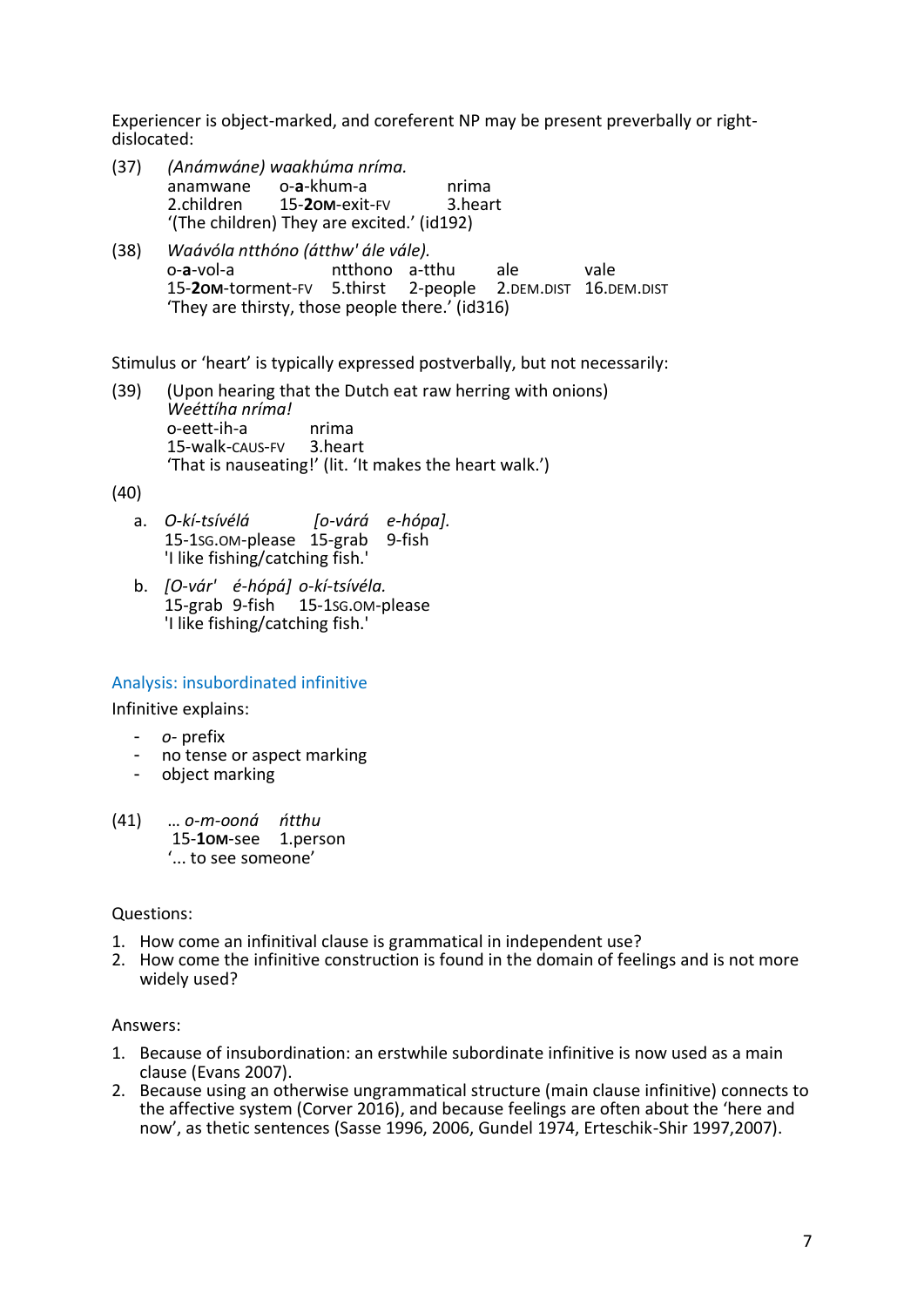Experiencer is object-marked, and coreferent NP may be present preverbally or right-dislocated:

(37) *(Anámwáne) waakhúma nríma.*
anamwane o-**a**-khum-a nrima
2.children 15-**2OM**-exit-FV 3.heart
'(The children) They are excited.' (id192)

(38) *Waávóla ntthóno (átthw' ále vále).*
o-**a**-vol-a ntthono a-tthu ale vale
15-**2OM**-torment-FV 5.thirst 2-people 2.DEM.DIST 16.DEM.DIST
'They are thirsty, those people there.' (id316)

Stimulus or 'heart' is typically expressed postverbally, but not necessarily:

(39) (Upon hearing that the Dutch eat raw herring with onions)
*Weéttíha nríma!*
o-eett-ih-a nrima
15-walk-CAUS-FV 3.heart
'That is nauseating!' (lit. 'It makes the heart walk.')

(40)

a. *O-kí-tsívélá [o-vár' e-hópa].*
15-1SG.OM-please 15-grab 9-fish
'I like fishing/catching fish.'

b. *[O-vár' é-hópá] o-kí-tsívéla.*
15-grab 9-fish 15-1SG.OM-please
'I like fishing/catching fish.'

## Analysis: insubordinated infinitive

Infinitive explains:

- *o-* prefix
- no tense or aspect marking
- object marking

(41) … *o-m-ooná ńtthu*
15-**1OM**-see 1.person
'... to see someone'

Questions:

1. How come an infinitival clause is grammatical in independent use?
2. How come the infinitive construction is found in the domain of feelings and is not more widely used?

Answers:

1. Because of insubordination: an erstwhile subordinate infinitive is now used as a main clause (Evans 2007).
2. Because using an otherwise ungrammatical structure (main clause infinitive) connects to the affective system (Corver 2016), and because feelings are often about the 'here and now', as thetic sentences (Sasse 1996, 2006, Gundel 1974, Erteschik-Shir 1997,2007).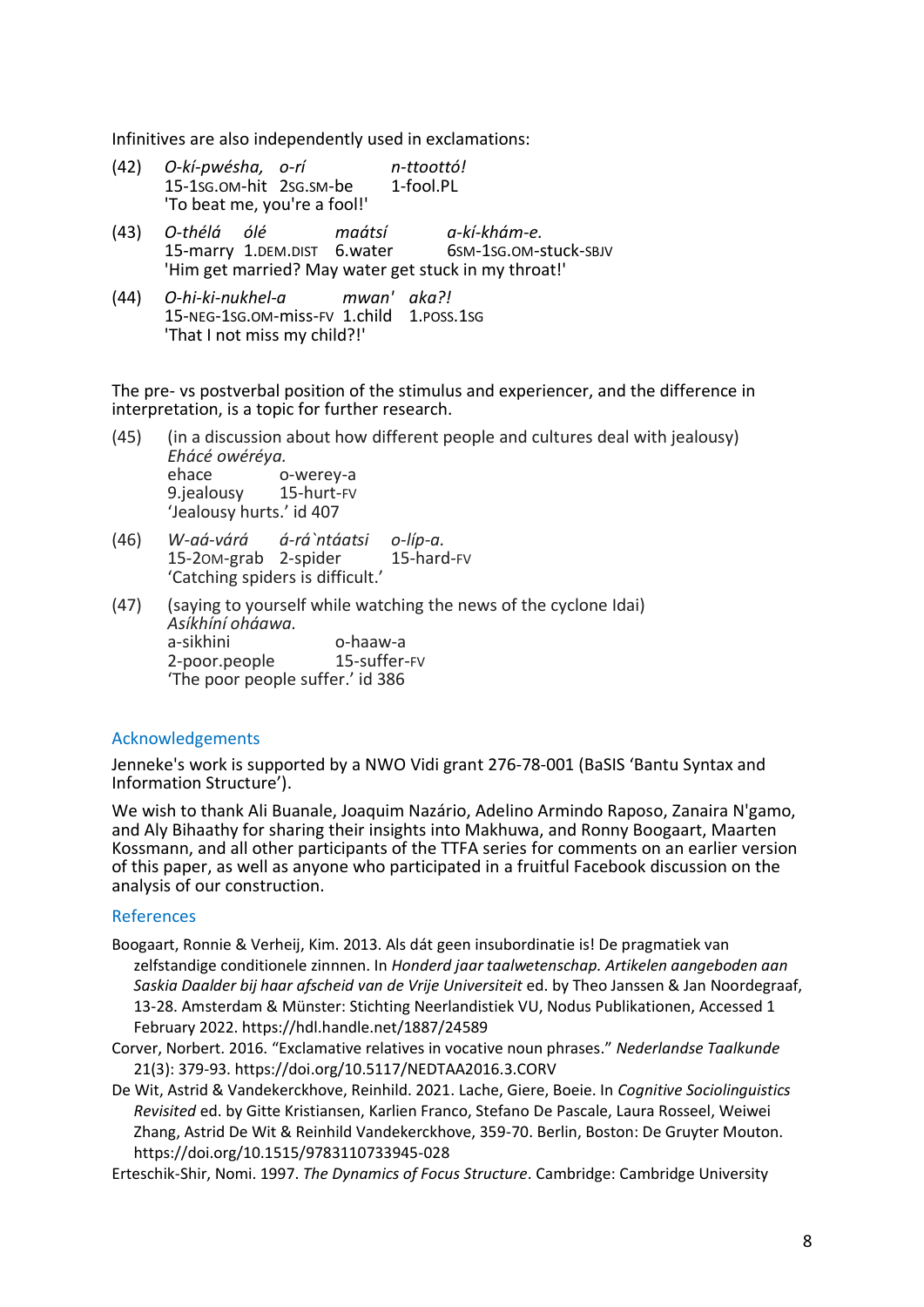Infinitives are also independently used in exclamations:

(42) *O-kí-pwésha, o-rí n-ttoottó!*
15-1SG.OM-hit 2SG.SM-be 1-fool.PL
'To beat me, you're a fool!'

(43) *O-thélá ólé maátsí a-kí-khám-e.*
15-marry 1.DEM.DIST 6.water 6SM-1SG.OM-stuck-SBJV
'Him get married? May water get stuck in my throat!'

(44) *O-hi-ki-nukhel-a mwan' aka?!*
15-NEG-1SG.OM-miss-FV 1.child 1.POSS.1SG
'That I not miss my child?!'

The pre- vs postverbal position of the stimulus and experiencer, and the difference in interpretation, is a topic for further research.

(45) (in a discussion about how different people and cultures deal with jealousy)
*Ehácé owéréya.*
ehace o-werey-a
9.jealousy 15-hurt-FV
'Jealousy hurts.' id 407

(46) *W-aá-várá á-rá`ntáatsi o-líp-a.*
15-2OM-grab 2-spider 15-hard-FV
'Catching spiders is difficult.'

(47) (saying to yourself while watching the news of the cyclone Idai)
*Asíkhíní oháawa.*
a-sikhini o-haaw-a
2-poor.people 15-suffer-FV
'The poor people suffer.' id 386

## Acknowledgements

Jenneke's work is supported by a NWO Vidi grant 276-78-001 (BaSIS 'Bantu Syntax and Information Structure').

We wish to thank Ali Buanale, Joaquim Nazário, Adelino Armindo Raposo, Zanaira N'gamo, and Aly Bihaathy for sharing their insights into Makhuwa, and Ronny Boogaart, Maarten Kossmann, and all other participants of the TTFA series for comments on an earlier version of this paper, as well as anyone who participated in a fruitful Facebook discussion on the analysis of our construction.

## References

Boogaart, Ronnie & Verheij, Kim. 2013. Als dát geen insubordinatie is! De pragmatiek van zelfstandige conditionele zinnen. In *Honderd jaar taalwetenschap. Artikelen aangeboden aan Saskia Daalder bij haar afscheid van de Vrije Universiteit* ed. by Theo Janssen & Jan Noordegraaf, 13-28. Amsterdam & Münster: Stichting Neerlandistiek VU, Nodus Publikationen, Accessed 1 February 2022. https://hdl.handle.net/1887/24589

Corver, Norbert. 2016. "Exclamative relatives in vocative noun phrases." *Nederlandse Taalkunde* 21(3): 379-93. https://doi.org/10.5117/NEDTAA2016.3.CORV

De Wit, Astrid & Vandekerckhove, Reinhild. 2021. Lache, Giere, Boeie. In *Cognitive Sociolinguistics Revisited* ed. by Gitte Kristiansen, Karlien Franco, Stefano De Pascale, Laura Rosseel, Weiwei Zhang, Astrid De Wit & Reinhild Vandekerckhove, 359-70. Berlin, Boston: De Gruyter Mouton. https://doi.org/10.1515/9783110733945-028

Erteschik-Shir, Nomi. 1997. *The Dynamics of Focus Structure*. Cambridge: Cambridge University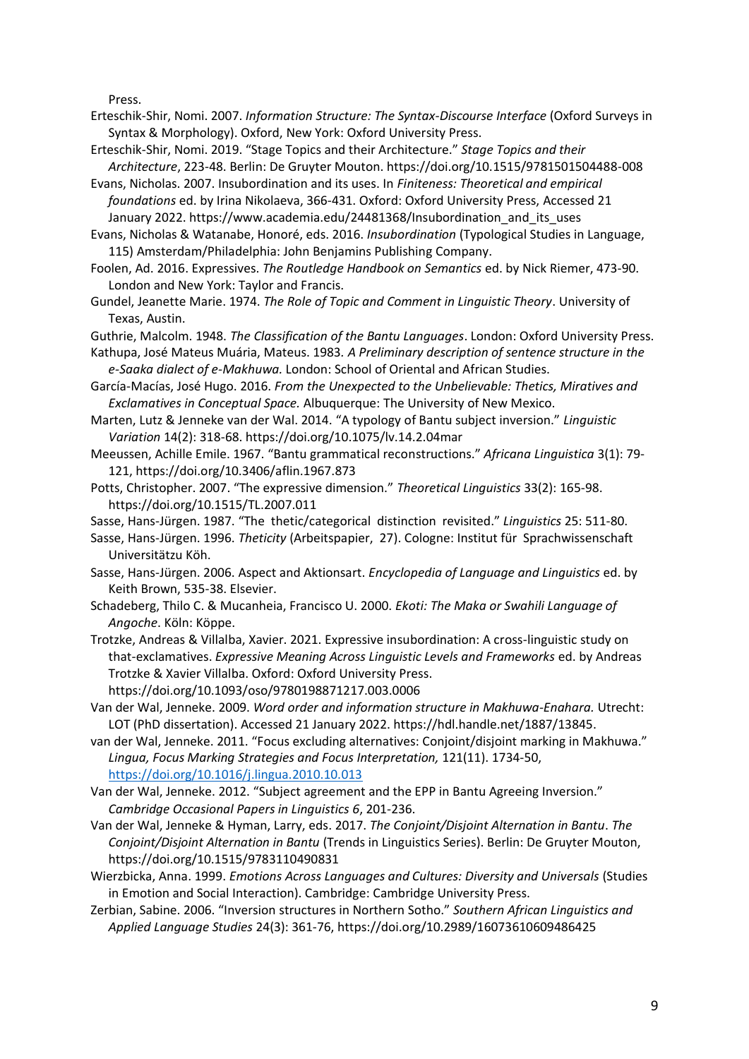Press.

Erteschik-Shir, Nomi. 2007. *Information Structure: The Syntax-Discourse Interface* (Oxford Surveys in Syntax & Morphology). Oxford, New York: Oxford University Press.

Erteschik-Shir, Nomi. 2019. "Stage Topics and their Architecture." *Stage Topics and their Architecture*, 223-48. Berlin: De Gruyter Mouton. https://doi.org/10.1515/9781501504488-008

Evans, Nicholas. 2007. Insubordination and its uses. In *Finiteness: Theoretical and empirical foundations* ed. by Irina Nikolaeva, 366-431. Oxford: Oxford University Press, Accessed 21 January 2022. https://www.academia.edu/24481368/Insubordination_and_its_uses

Evans, Nicholas & Watanabe, Honoré, eds. 2016. *Insubordination* (Typological Studies in Language, 115) Amsterdam/Philadelphia: John Benjamins Publishing Company.

Foolen, Ad. 2016. Expressives. *The Routledge Handbook on Semantics* ed. by Nick Riemer, 473-90. London and New York: Taylor and Francis.

Gundel, Jeanette Marie. 1974. *The Role of Topic and Comment in Linguistic Theory*. University of Texas, Austin.

Guthrie, Malcolm. 1948. *The Classification of the Bantu Languages*. London: Oxford University Press.

Kathupa, José Mateus Muária, Mateus. 1983. *A Preliminary description of sentence structure in the e-Saaka dialect of e-Makhuwa.* London: School of Oriental and African Studies.

García-Macías, José Hugo. 2016. *From the Unexpected to the Unbelievable: Thetics, Miratives and Exclamatives in Conceptual Space.* Albuquerque: The University of New Mexico.

Marten, Lutz & Jenneke van der Wal. 2014. "A typology of Bantu subject inversion." *Linguistic Variation* 14(2): 318-68. https://doi.org/10.1075/lv.14.2.04mar

Meeussen, Achille Emile. 1967. "Bantu grammatical reconstructions." *Africana Linguistica* 3(1): 79-121, https://doi.org/10.3406/aflin.1967.873

Potts, Christopher. 2007. "The expressive dimension." *Theoretical Linguistics* 33(2): 165-98. https://doi.org/10.1515/TL.2007.011

Sasse, Hans-Jürgen. 1987. "The thetic/categorical distinction revisited." *Linguistics* 25: 511-80.

Sasse, Hans-Jürgen. 1996. *Theticity* (Arbeitspapier, 27). Cologne: Institut für Sprachwissenschaft Universitätzu Köh.

Sasse, Hans-Jürgen. 2006. Aspect and Aktionsart. *Encyclopedia of Language and Linguistics* ed. by Keith Brown, 535-38. Elsevier.

Schadeberg, Thilo C. & Mucanheia, Francisco U. 2000. *Ekoti: The Maka or Swahili Language of Angoche*. Köln: Köppe.

Trotzke, Andreas & Villalba, Xavier. 2021. Expressive insubordination: A cross-linguistic study on that-exclamatives. *Expressive Meaning Across Linguistic Levels and Frameworks* ed. by Andreas Trotzke & Xavier Villalba. Oxford: Oxford University Press. https://doi.org/10.1093/oso/9780198871217.003.0006

Van der Wal, Jenneke. 2009. *Word order and information structure in Makhuwa-Enahara.* Utrecht: LOT (PhD dissertation). Accessed 21 January 2022. https://hdl.handle.net/1887/13845.

van der Wal, Jenneke. 2011. "Focus excluding alternatives: Conjoint/disjoint marking in Makhuwa." *Lingua, Focus Marking Strategies and Focus Interpretation,* 121(11). 1734-50, https://doi.org/10.1016/j.lingua.2010.10.013

Van der Wal, Jenneke. 2012. "Subject agreement and the EPP in Bantu Agreeing Inversion." *Cambridge Occasional Papers in Linguistics 6*, 201-236.

Van der Wal, Jenneke & Hyman, Larry, eds. 2017. *The Conjoint/Disjoint Alternation in Bantu*. *The Conjoint/Disjoint Alternation in Bantu* (Trends in Linguistics Series). Berlin: De Gruyter Mouton, https://doi.org/10.1515/9783110490831

Wierzbicka, Anna. 1999. *Emotions Across Languages and Cultures: Diversity and Universals* (Studies in Emotion and Social Interaction). Cambridge: Cambridge University Press.

Zerbian, Sabine. 2006. "Inversion structures in Northern Sotho." *Southern African Linguistics and Applied Language Studies* 24(3): 361-76, https://doi.org/10.2989/16073610609486425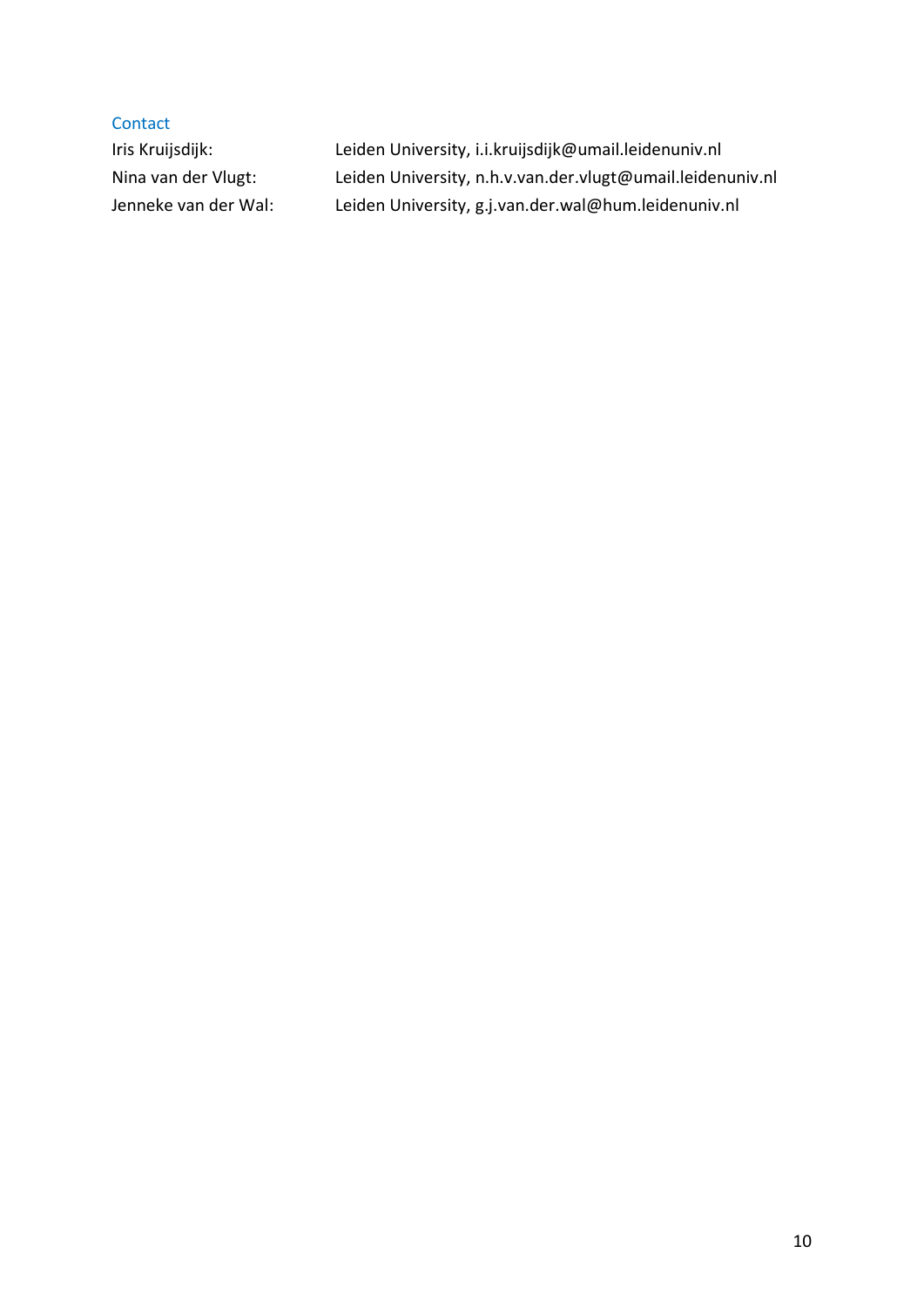## Contact

| | |
|---|---|
| Iris Kruijsdijk: | Leiden University, i.i.kruijsdijk@umail.leidenuniv.nl |
| Nina van der Vlugt: | Leiden University, n.h.v.van.der.vlugt@umail.leidenuniv.nl |
| Jenneke van der Wal: | Leiden University, g.j.van.der.wal@hum.leidenuniv.nl |